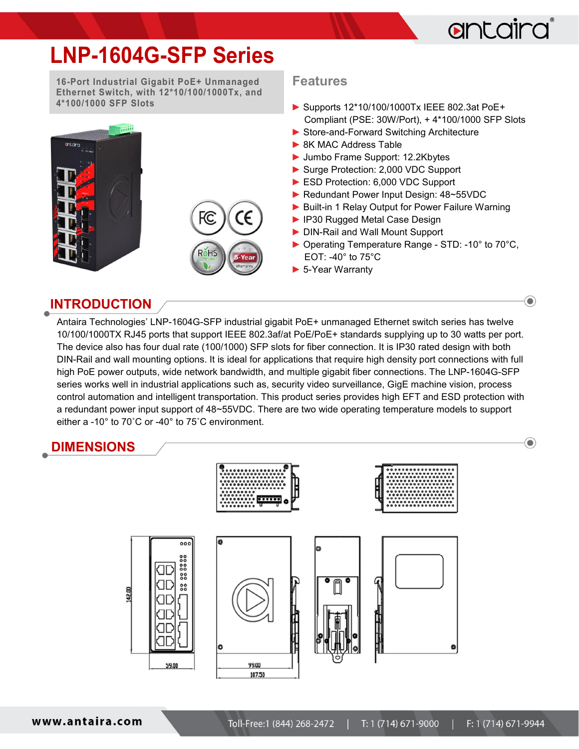# LNP-1604G-SFP Series

**16-Port Industrial Gigabit PoE+ Unmanaged Ethernet Switch, with 12*10/100/1000Tx, and 4*100/1000 SFP Slots**

## Features

- Supports 12*10/100/1000Tx IEEE 802.3at PoE+ Compliant (PSE: 30W/Port), + 4*100/1000 SFP Slots
- Store-and-Forward Switching Architecture
- 8K MAC Address Table
- Jumbo Frame Support: 12.2Kbytes
- Surge Protection: 2,000 VDC Support
- ESD Protection: 6,000 VDC Support
- Redundant Power Input Design: 48~55VDC
- Built-in 1 Relay Output for Power Failure Warning
- IP30 Rugged Metal Case Design
- DIN-Rail and Wall Mount Support
- Operating Temperature Range - STD: -10° to 70°C, EOT: -40° to 75°C
- 5-Year Warranty

## INTRODUCTION

Antaira Technologies' LNP-1604G-SFP industrial gigabit PoE+ unmanaged Ethernet switch series has twelve 10/100/1000TX RJ45 ports that support IEEE 802.3af/at PoE/PoE+ standards supplying up to 30 watts per port. The device also has four dual rate (100/1000) SFP slots for fiber connection. It is IP30 rated design with both DIN-Rail and wall mounting options. It is ideal for applications that require high density port connections with full high PoE power outputs, wide network bandwidth, and multiple gigabit fiber connections. The LNP-1604G-SFP series works well in industrial applications such as, security video surveillance, GigE machine vision, process control automation and intelligent transportation. This product series provides high EFT and ESD protection with a redundant power input support of 48~55VDC. There are two wide operating temperature models to support either a -10° to 70˚C or -40° to 75˚C environment.

## DIMENSIONS

142.00

59.00

99.00

107.50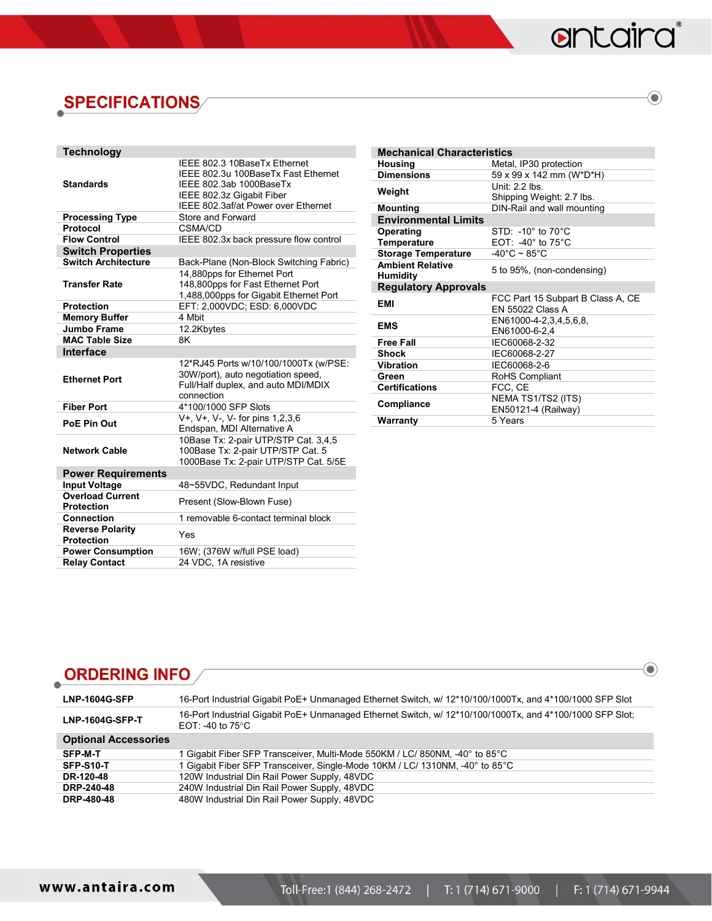## SPECIFICATIONS

| | |
|---|---|
| **Technology** | |
| **Standards** | IEEE 802.3 10BaseTx Ethernet<br>IEEE 802.3u 100BaseTx Fast Ethernet<br>IEEE 802.3ab 1000BaseTx<br>IEEE 802.3z Gigabit Fiber<br>IEEE 802.3af/at Power over Ethernet |
| **Processing Type** | Store and Forward |
| **Protocol** | CSMA/CD |
| **Flow Control** | IEEE 802.3x back pressure flow control |
| **Switch Properties** | |
| **Switch Architecture** | Back-Plane (Non-Block Switching Fabric) |
| **Transfer Rate** | 14,880pps for Ethernet Port<br>148,800pps for Fast Ethernet Port<br>1,488,000pps for Gigabit Ethernet Port |
| **Protection** | EFT: 2,000VDC; ESD: 6,000VDC |
| **Memory Buffer** | 4 Mbit |
| **Jumbo Frame** | 12.2Kbytes |
| **MAC Table Size** | 8K |
| **Interface** | |
| **Ethernet Port** | 12*RJ45 Ports w/10/100/1000Tx (w/PSE: 30W/port), auto negotiation speed, Full/Half duplex, and auto MDI/MDIX connection |
| **Fiber Port** | 4*100/1000 SFP Slots |
| **PoE Pin Out** | V+, V+, V-, V- for pins 1,2,3,6<br>Endspan, MDI Alternative A |
| **Network Cable** | 10Base Tx: 2-pair UTP/STP Cat. 3,4,5<br>100Base Tx: 2-pair UTP/STP Cat. 5<br>1000Base Tx: 2-pair UTP/STP Cat. 5/5E |
| **Power Requirements** | |
| **Input Voltage** | 48~55VDC, Redundant Input |
| **Overload Current Protection** | Present (Slow-Blown Fuse) |
| **Connection** | 1 removable 6-contact terminal block |
| **Reverse Polarity Protection** | Yes |
| **Power Consumption** | 16W; (376W w/full PSE load) |
| **Relay Contact** | 24 VDC, 1A resistive |

| | |
|---|---|
| **Mechanical Characteristics** | |
| **Housing** | Metal, IP30 protection |
| **Dimensions** | 59 x 99 x 142 mm (W*D*H) |
| **Weight** | Unit: 2.2 lbs.<br>Shipping Weight: 2.7 lbs. |
| **Mounting** | DIN-Rail and wall mounting |
| **Environmental Limits** | |
| **Operating Temperature** | STD: -10° to 70°C<br>EOT: -40° to 75°C |
| **Storage Temperature** | -40°C ~ 85°C |
| **Ambient Relative Humidity** | 5 to 95%, (non-condensing) |
| **Regulatory Approvals** | |
| **EMI** | FCC Part 15 Subpart B Class A, CE<br>EN 55022 Class A |
| **EMS** | EN61000-4-2,3,4,5,6,8,<br>EN61000-6-2,4 |
| **Free Fall** | IEC60068-2-32 |
| **Shock** | IEC60068-2-27 |
| **Vibration** | IEC60068-2-6 |
| **Green** | RoHS Compliant |
| **Certifications** | FCC, CE |
| **Compliance** | NEMA TS1/TS2 (ITS)<br>EN50121-4 (Railway) |
| **Warranty** | 5 Years |

## ORDERING INFO

| | |
|---|---|
| **LNP-1604G-SFP** | 16-Port Industrial Gigabit PoE+ Unmanaged Ethernet Switch, w/ 12*10/100/1000Tx, and 4*100/1000 SFP Slot |
| **LNP-1604G-SFP-T** | 16-Port Industrial Gigabit PoE+ Unmanaged Ethernet Switch, w/ 12*10/100/1000Tx, and 4*100/1000 SFP Slot; EOT: -40 to 75°C |
| **Optional Accessories** | |
| **SFP-M-T** | 1 Gigabit Fiber SFP Transceiver, Multi-Mode 550KM / LC/ 850NM, -40° to 85°C |
| **SFP-S10-T** | 1 Gigabit Fiber SFP Transceiver, Single-Mode 10KM / LC/ 1310NM, -40° to 85°C |
| **DR-120-48** | 120W Industrial Din Rail Power Supply, 48VDC |
| **DRP-240-48** | 240W Industrial Din Rail Power Supply, 48VDC |
| **DRP-480-48** | 480W Industrial Din Rail Power Supply, 48VDC |

www.antaira.com | Toll-Free:1 (844) 268-2472 | T: 1 (714) 671-9000 | F: 1 (714) 671-9944